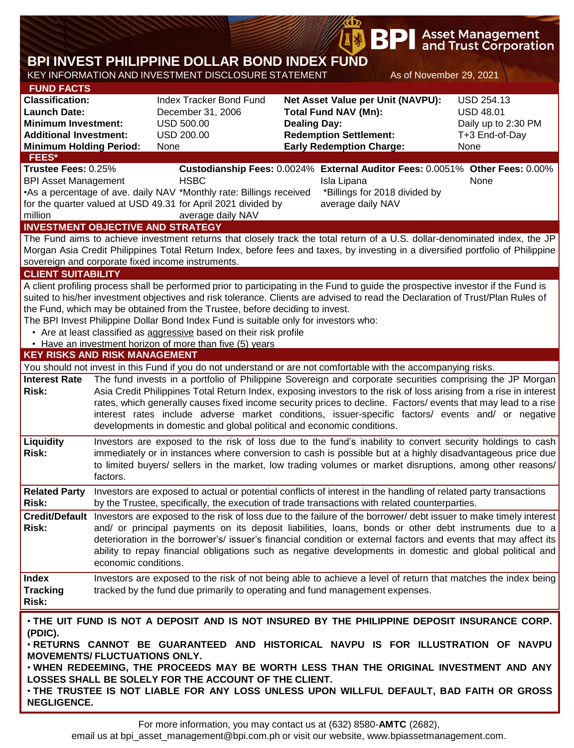# BPI INVEST PHILIPPINE DOLLAR BOND INDEX FUND

KEY INFORMATION AND INVESTMENT DISCLOSURE STATEMENT — As of November 29, 2021

## FUND FACTS

| | | | |
|---|---|---|---|
| **Classification:** | Index Tracker Bond Fund | **Net Asset Value per Unit (NAVPU):** | USD 254.13 |
| **Launch Date:** | December 31, 2006 | **Total Fund NAV (Mn):** | USD 48.01 |
| **Minimum Investment:** | USD 500.00 | **Dealing Day:** | Daily up to 2:30 PM |
| **Additional Investment:** | USD 200.00 | **Redemption Settlement:** | T+3 End-of-Day |
| **Minimum Holding Period:** | None | **Early Redemption Charge:** | None |

## FEES*

| **Trustee Fees:** 0.25% | **Custodianship Fees:** 0.0024% | **External Auditor Fees:** 0.0051% | **Other Fees:** 0.00% |
|---|---|---|---|
| BPI Asset Management | HSBC | Isla Lipana | None |
| •As a percentage of ave. daily NAV for the quarter valued at USD 49.31 million | *Monthly rate: Billings received for April 2021 divided by average daily NAV | *Billings for 2018 divided by average daily NAV | |

## INVESTMENT OBJECTIVE AND STRATEGY

The Fund aims to achieve investment returns that closely track the total return of a U.S. dollar-denominated index, the JP Morgan Asia Credit Philippines Total Return Index, before fees and taxes, by investing in a diversified portfolio of Philippine sovereign and corporate fixed income instruments.

## CLIENT SUITABILITY

A client profiling process shall be performed prior to participating in the Fund to guide the prospective investor if the Fund is suited to his/her investment objectives and risk tolerance. Clients are advised to read the Declaration of Trust/Plan Rules of the Fund, which may be obtained from the Trustee, before deciding to invest.

The BPI Invest Philippine Dollar Bond Index Fund is suitable only for investors who:

- Are at least classified as aggressive based on their risk profile
- Have an investment horizon of more than five (5) years

## KEY RISKS AND RISK MANAGEMENT

You should not invest in this Fund if you do not understand or are not comfortable with the accompanying risks.

| | |
|---|---|
| **Interest Rate Risk:** | The fund invests in a portfolio of Philippine Sovereign and corporate securities comprising the JP Morgan Asia Credit Philippines Total Return Index, exposing investors to the risk of loss arising from a rise in interest rates, which generally causes fixed income security prices to decline. Factors/ events that may lead to a rise interest rates include adverse market conditions, issuer-specific factors/ events and/ or negative developments in domestic and global political and economic conditions. |
| **Liquidity Risk:** | Investors are exposed to the risk of loss due to the fund's inability to convert security holdings to cash immediately or in instances where conversion to cash is possible but at a highly disadvantageous price due to limited buyers/ sellers in the market, low trading volumes or market disruptions, among other reasons/ factors. |
| **Related Party Risk:** | Investors are exposed to actual or potential conflicts of interest in the handling of related party transactions by the Trustee, specifically, the execution of trade transactions with related counterparties. |
| **Credit/Default Risk:** | Investors are exposed to the risk of loss due to the failure of the borrower/ debt issuer to make timely interest and/ or principal payments on its deposit liabilities, loans, bonds or other debt instruments due to a deterioration in the borrower's/ issuer's financial condition or external factors and events that may affect its ability to repay financial obligations such as negative developments in domestic and global political and economic conditions. |
| **Index Tracking Risk:** | Investors are exposed to the risk of not being able to achieve a level of return that matches the index being tracked by the fund due primarily to operating and fund management expenses. |

**• THE UIT FUND IS NOT A DEPOSIT AND IS NOT INSURED BY THE PHILIPPINE DEPOSIT INSURANCE CORP. (PDIC).**

**• RETURNS CANNOT BE GUARANTEED AND HISTORICAL NAVPU IS FOR ILLUSTRATION OF NAVPU MOVEMENTS/ FLUCTUATIONS ONLY.**

**• WHEN REDEEMING, THE PROCEEDS MAY BE WORTH LESS THAN THE ORIGINAL INVESTMENT AND ANY LOSSES SHALL BE SOLELY FOR THE ACCOUNT OF THE CLIENT.**

**• THE TRUSTEE IS NOT LIABLE FOR ANY LOSS UNLESS UPON WILLFUL DEFAULT, BAD FAITH OR GROSS NEGLIGENCE.**

For more information, you may contact us at (632) 8580-**AMTC** (2682), email us at bpi_asset_management@bpi.com.ph or visit our website, www.bpiassetmanagement.com.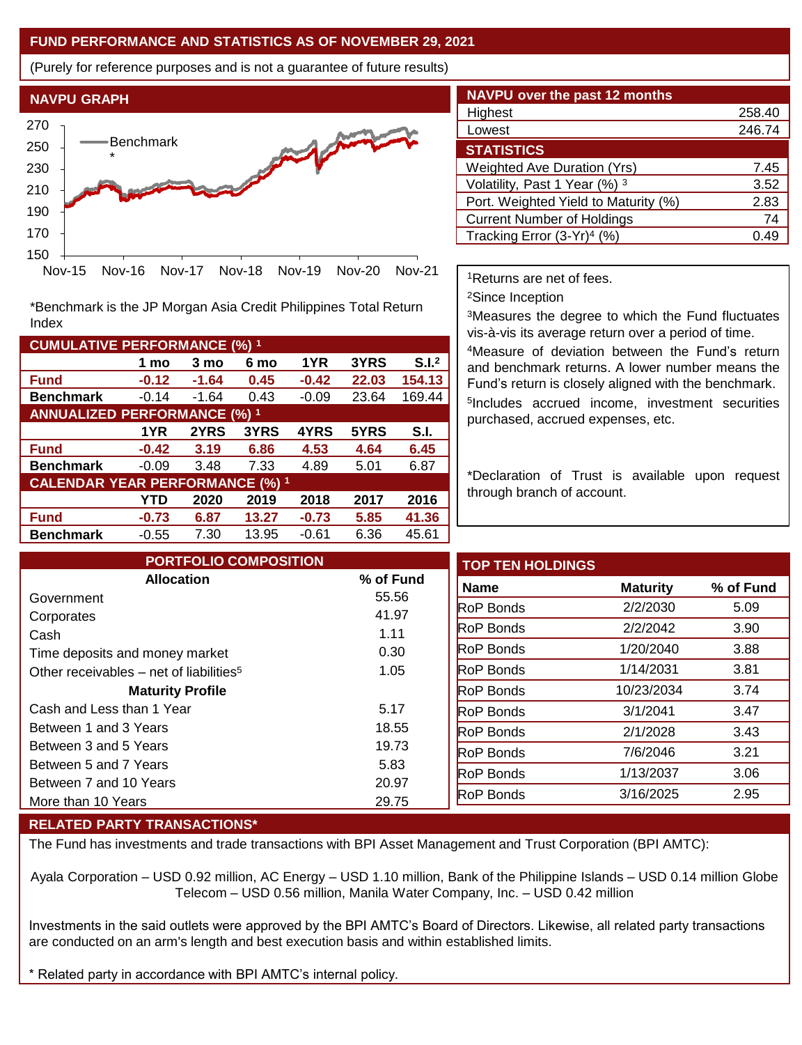## FUND PERFORMANCE AND STATISTICS AS OF NOVEMBER 29, 2021

(Purely for reference purposes and is not a guarantee of future results)

### NAVPU GRAPH

*Benchmark is the JP Morgan Asia Credit Philippines Total Return Index

### NAVPU over the past 12 months

| | |
|---|---|
| Highest | 258.40 |
| Lowest | 246.74 |

### STATISTICS

| | |
|---|---|
| Weighted Ave Duration (Yrs) | 7.45 |
| Volatility, Past 1 Year (%) [3] | 3.52 |
| Port. Weighted Yield to Maturity (%) | 2.83 |
| Current Number of Holdings | 74 |
| Tracking Error (3-Yr)[4] (%) | 0.49 |

[1]Returns are net of fees.

[2]Since Inception

[3]Measures the degree to which the Fund fluctuates vis-à-vis its average return over a period of time.

[4]Measure of deviation between the Fund's return and benchmark returns. A lower number means the Fund's return is closely aligned with the benchmark.

[5]Includes accrued income, investment securities purchased, accrued expenses, etc.

*Declaration of Trust is available upon request through branch of account.

### CUMULATIVE PERFORMANCE (%) [1]

| | 1 mo | 3 mo | 6 mo | 1YR | 3YRS | S.I.[2] |
|---|---|---|---|---|---|---|
| **Fund** | **-0.12** | **-1.64** | **0.45** | **-0.42** | **22.03** | **154.13** |
| **Benchmark** | -0.14 | -1.64 | 0.43 | -0.09 | 23.64 | 169.44 |

### ANNUALIZED PERFORMANCE (%) [1]

| | 1YR | 2YRS | 3YRS | 4YRS | 5YRS | S.I. |
|---|---|---|---|---|---|---|
| **Fund** | **-0.42** | **3.19** | **6.86** | **4.53** | **4.64** | **6.45** |
| **Benchmark** | -0.09 | 3.48 | 7.33 | 4.89 | 5.01 | 6.87 |

### CALENDAR YEAR PERFORMANCE (%) [1]

| | YTD | 2020 | 2019 | 2018 | 2017 | 2016 |
|---|---|---|---|---|---|---|
| **Fund** | **-0.73** | **6.87** | **13.27** | **-0.73** | **5.85** | **41.36** |
| **Benchmark** | -0.55 | 7.30 | 13.95 | -0.61 | 6.36 | 45.61 |

### PORTFOLIO COMPOSITION

| Allocation | % of Fund |
|---|---|
| Government | 55.56 |
| Corporates | 41.97 |
| Cash | 1.11 |
| Time deposits and money market | 0.30 |
| Other receivables – net of liabilities[5] | 1.05 |
| **Maturity Profile** | |
| Cash and Less than 1 Year | 5.17 |
| Between 1 and 3 Years | 18.55 |
| Between 3 and 5 Years | 19.73 |
| Between 5 and 7 Years | 5.83 |
| Between 7 and 10 Years | 20.97 |
| More than 10 Years | 29.75 |

### TOP TEN HOLDINGS

| Name | Maturity | % of Fund |
|---|---|---|
| RoP Bonds | 2/2/2030 | 5.09 |
| RoP Bonds | 2/2/2042 | 3.90 |
| RoP Bonds | 1/20/2040 | 3.88 |
| RoP Bonds | 1/14/2031 | 3.81 |
| RoP Bonds | 10/23/2034 | 3.74 |
| RoP Bonds | 3/1/2041 | 3.47 |
| RoP Bonds | 2/1/2028 | 3.43 |
| RoP Bonds | 7/6/2046 | 3.21 |
| RoP Bonds | 1/13/2037 | 3.06 |
| RoP Bonds | 3/16/2025 | 2.95 |

### RELATED PARTY TRANSACTIONS*

The Fund has investments and trade transactions with BPI Asset Management and Trust Corporation (BPI AMTC):

Ayala Corporation – USD 0.92 million, AC Energy – USD 1.10 million, Bank of the Philippine Islands – USD 0.14 million Globe Telecom – USD 0.56 million, Manila Water Company, Inc. – USD 0.42 million

Investments in the said outlets were approved by the BPI AMTC's Board of Directors. Likewise, all related party transactions are conducted on an arm's length and best execution basis and within established limits.

* Related party in accordance with BPI AMTC's internal policy.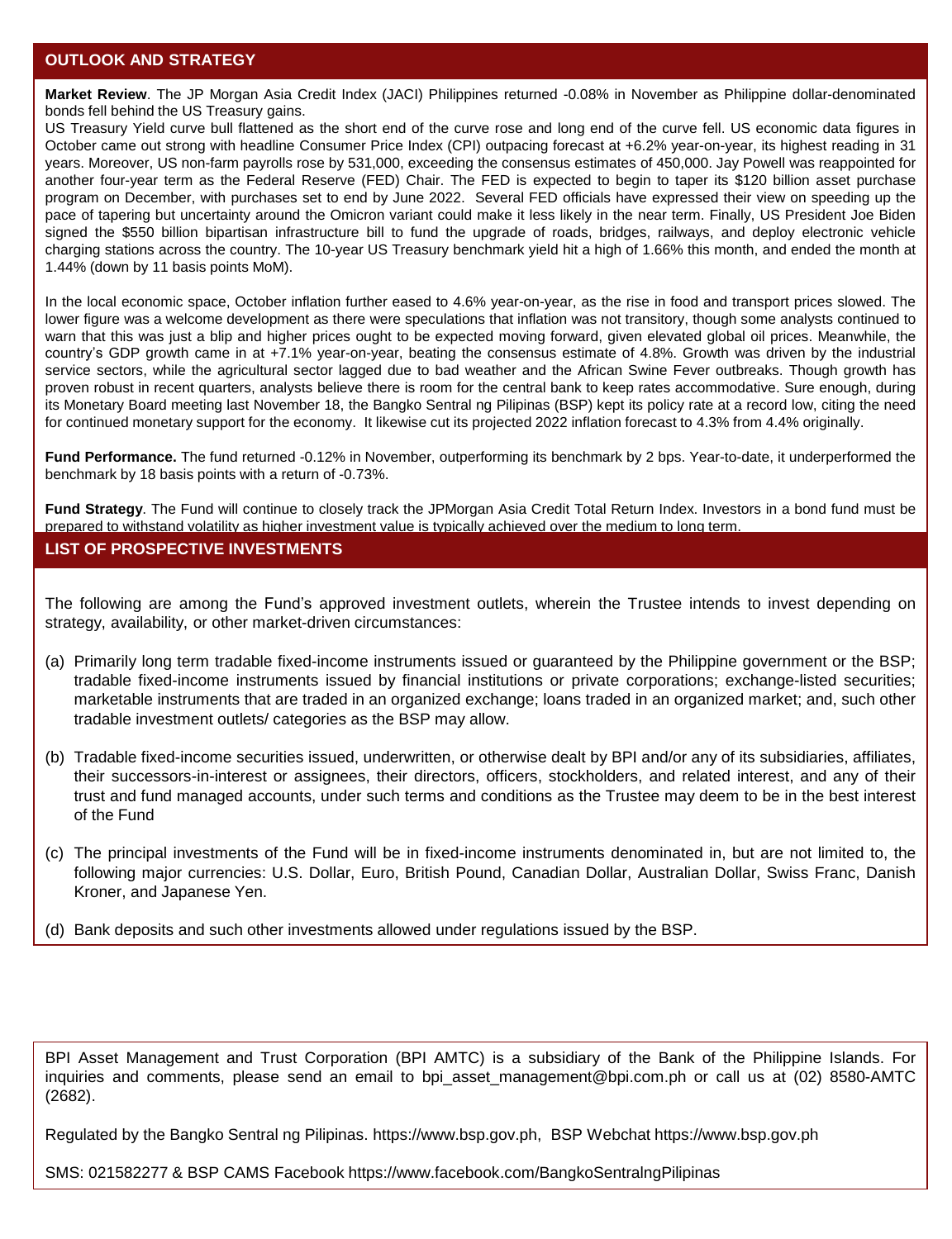## OUTLOOK AND STRATEGY

**Market Review**. The JP Morgan Asia Credit Index (JACI) Philippines returned -0.08% in November as Philippine dollar-denominated bonds fell behind the US Treasury gains.

US Treasury Yield curve bull flattened as the short end of the curve rose and long end of the curve fell. US economic data figures in October came out strong with headline Consumer Price Index (CPI) outpacing forecast at +6.2% year-on-year, its highest reading in 31 years. Moreover, US non-farm payrolls rose by 531,000, exceeding the consensus estimates of 450,000. Jay Powell was reappointed for another four-year term as the Federal Reserve (FED) Chair. The FED is expected to begin to taper its $120 billion asset purchase program on December, with purchases set to end by June 2022. Several FED officials have expressed their view on speeding up the pace of tapering but uncertainty around the Omicron variant could make it less likely in the near term. Finally, US President Joe Biden signed the $550 billion bipartisan infrastructure bill to fund the upgrade of roads, bridges, railways, and deploy electronic vehicle charging stations across the country. The 10-year US Treasury benchmark yield hit a high of 1.66% this month, and ended the month at 1.44% (down by 11 basis points MoM).

In the local economic space, October inflation further eased to 4.6% year-on-year, as the rise in food and transport prices slowed. The lower figure was a welcome development as there were speculations that inflation was not transitory, though some analysts continued to warn that this was just a blip and higher prices ought to be expected moving forward, given elevated global oil prices. Meanwhile, the country's GDP growth came in at +7.1% year-on-year, beating the consensus estimate of 4.8%. Growth was driven by the industrial service sectors, while the agricultural sector lagged due to bad weather and the African Swine Fever outbreaks. Though growth has proven robust in recent quarters, analysts believe there is room for the central bank to keep rates accommodative. Sure enough, during its Monetary Board meeting last November 18, the Bangko Sentral ng Pilipinas (BSP) kept its policy rate at a record low, citing the need for continued monetary support for the economy. It likewise cut its projected 2022 inflation forecast to 4.3% from 4.4% originally.

**Fund Performance.** The fund returned -0.12% in November, outperforming its benchmark by 2 bps. Year-to-date, it underperformed the benchmark by 18 basis points with a return of -0.73%.

**Fund Strategy**. The Fund will continue to closely track the JPMorgan Asia Credit Total Return Index. Investors in a bond fund must be prepared to withstand volatility as higher investment value is typically achieved over the medium to long term.

## LIST OF PROSPECTIVE INVESTMENTS

The following are among the Fund's approved investment outlets, wherein the Trustee intends to invest depending on strategy, availability, or other market-driven circumstances:

(a) Primarily long term tradable fixed-income instruments issued or guaranteed by the Philippine government or the BSP; tradable fixed-income instruments issued by financial institutions or private corporations; exchange-listed securities; marketable instruments that are traded in an organized exchange; loans traded in an organized market; and, such other tradable investment outlets/ categories as the BSP may allow.

(b) Tradable fixed-income securities issued, underwritten, or otherwise dealt by BPI and/or any of its subsidiaries, affiliates, their successors-in-interest or assignees, their directors, officers, stockholders, and related interest, and any of their trust and fund managed accounts, under such terms and conditions as the Trustee may deem to be in the best interest of the Fund

(c) The principal investments of the Fund will be in fixed-income instruments denominated in, but are not limited to, the following major currencies: U.S. Dollar, Euro, British Pound, Canadian Dollar, Australian Dollar, Swiss Franc, Danish Kroner, and Japanese Yen.

(d) Bank deposits and such other investments allowed under regulations issued by the BSP.

BPI Asset Management and Trust Corporation (BPI AMTC) is a subsidiary of the Bank of the Philippine Islands. For inquiries and comments, please send an email to bpi_asset_management@bpi.com.ph or call us at (02) 8580-AMTC (2682).

Regulated by the Bangko Sentral ng Pilipinas. https://www.bsp.gov.ph, BSP Webchat https://www.bsp.gov.ph

SMS: 021582277 & BSP CAMS Facebook https://www.facebook.com/BangkoSentralngPilipinas